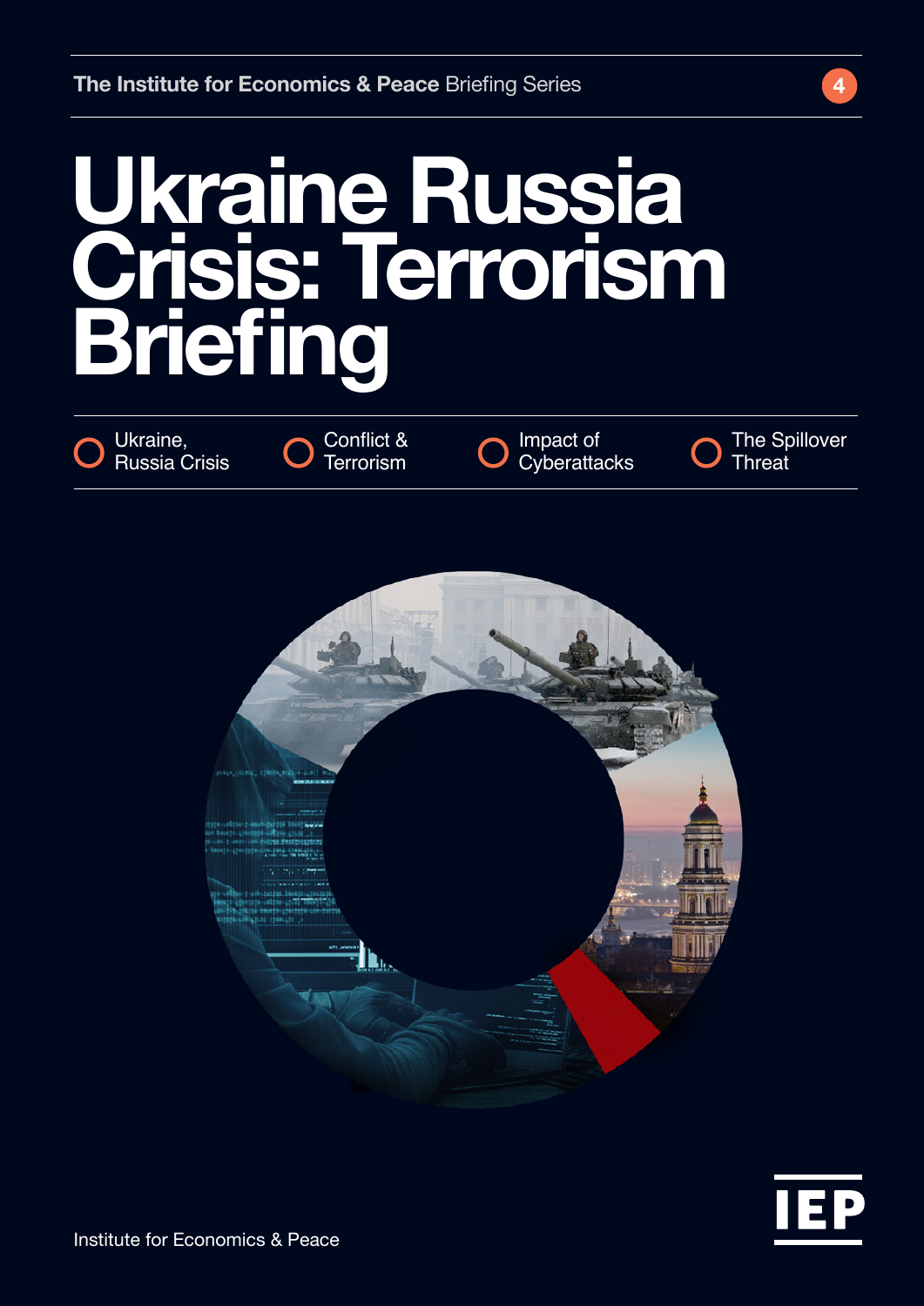The Institute for Economics & Peace Briefing Series

4

# Ukraine Russia Crisis: Terrorism Briefing

- Ukraine, Russia Crisis
- Conflict & Terrorism
- Impact of Cyberattacks
- The Spillover Threat

IEP

Institute for Economics & Peace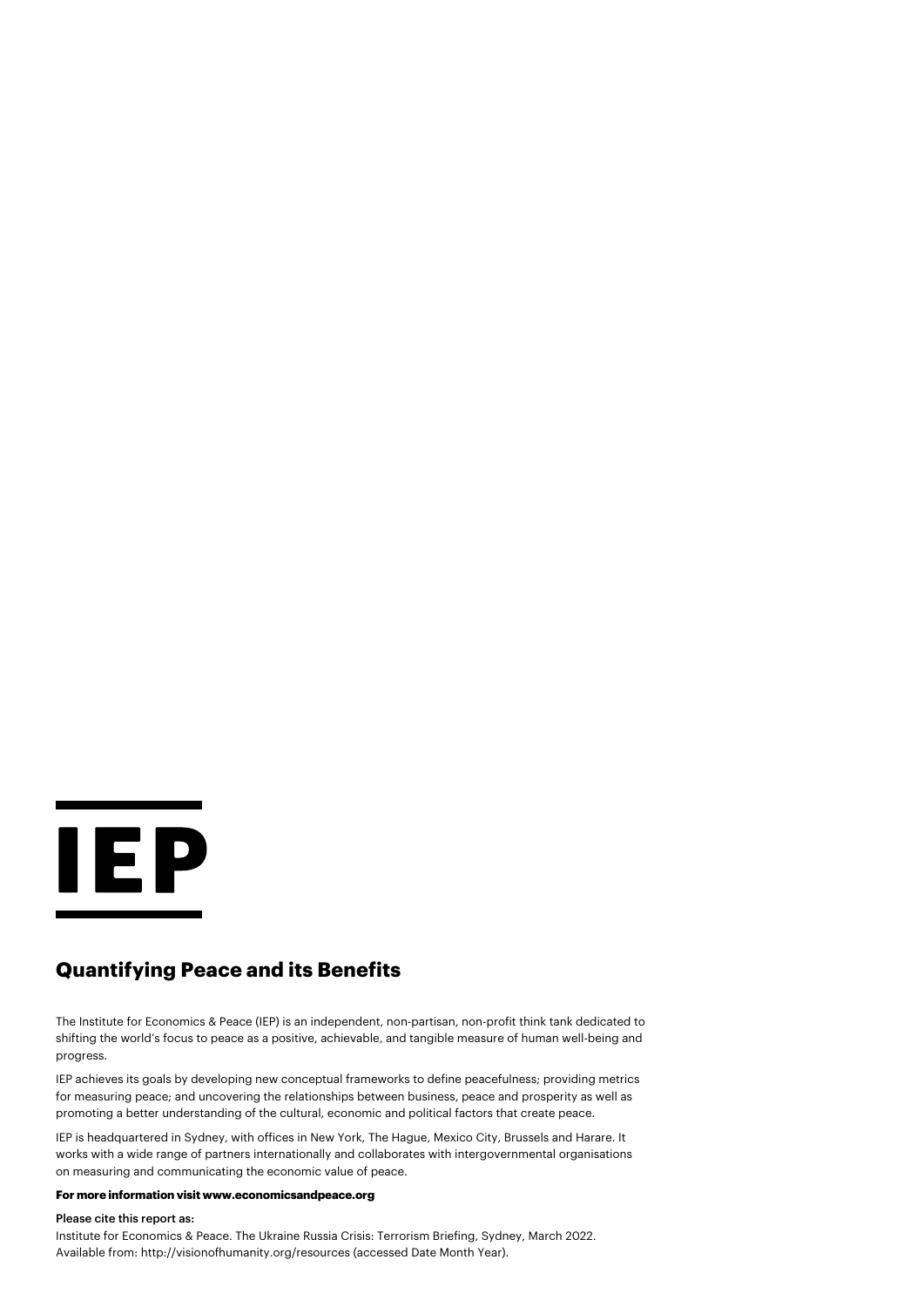IEP

## Quantifying Peace and its Benefits

The Institute for Economics & Peace (IEP) is an independent, non-partisan, non-profit think tank dedicated to shifting the world's focus to peace as a positive, achievable, and tangible measure of human well-being and progress.

IEP achieves its goals by developing new conceptual frameworks to define peacefulness; providing metrics for measuring peace; and uncovering the relationships between business, peace and prosperity as well as promoting a better understanding of the cultural, economic and political factors that create peace.

IEP is headquartered in Sydney, with offices in New York, The Hague, Mexico City, Brussels and Harare. It works with a wide range of partners internationally and collaborates with intergovernmental organisations on measuring and communicating the economic value of peace.

**For more information visit www.economicsandpeace.org**

Please cite this report as:
Institute for Economics & Peace. The Ukraine Russia Crisis: Terrorism Briefing, Sydney, March 2022. Available from: http://visionofhumanity.org/resources (accessed Date Month Year).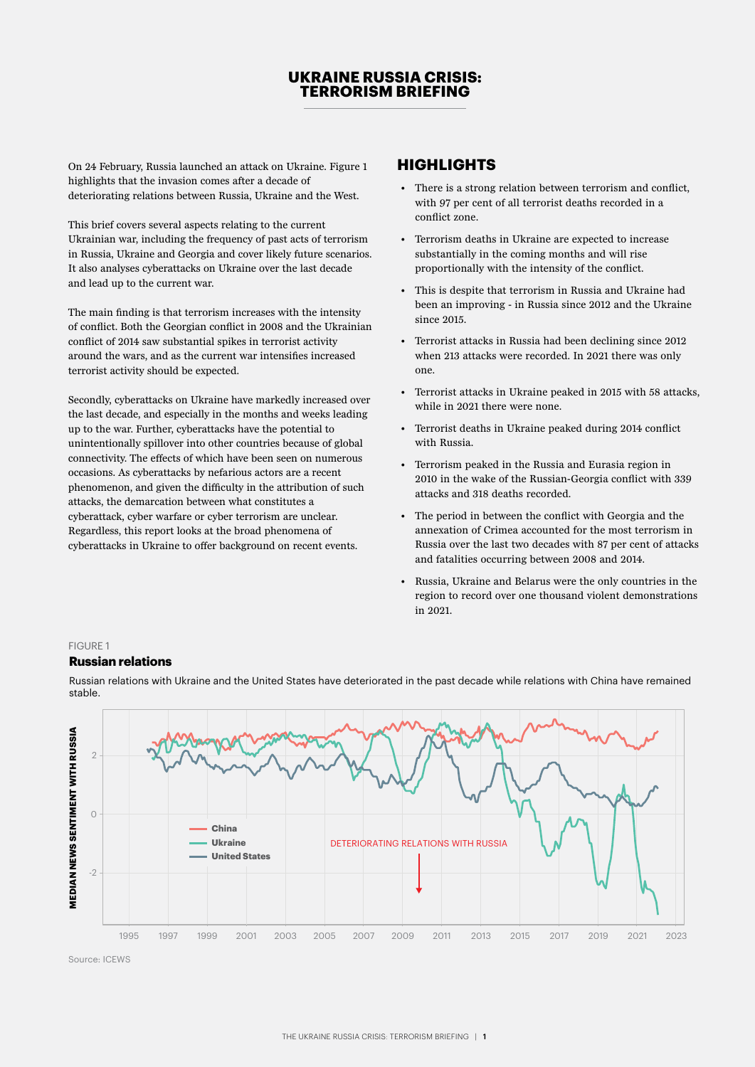# UKRAINE RUSSIA CRISIS: TERRORISM BRIEFING

On 24 February, Russia launched an attack on Ukraine. Figure 1 highlights that the invasion comes after a decade of deteriorating relations between Russia, Ukraine and the West.

This brief covers several aspects relating to the current Ukrainian war, including the frequency of past acts of terrorism in Russia, Ukraine and Georgia and cover likely future scenarios. It also analyses cyberattacks on Ukraine over the last decade and lead up to the current war.

The main finding is that terrorism increases with the intensity of conflict. Both the Georgian conflict in 2008 and the Ukrainian conflict of 2014 saw substantial spikes in terrorist activity around the wars, and as the current war intensifies increased terrorist activity should be expected.

Secondly, cyberattacks on Ukraine have markedly increased over the last decade, and especially in the months and weeks leading up to the war. Further, cyberattacks have the potential to unintentionally spillover into other countries because of global connectivity. The effects of which have been seen on numerous occasions. As cyberattacks by nefarious actors are a recent phenomenon, and given the difficulty in the attribution of such attacks, the demarcation between what constitutes a cyberattack, cyber warfare or cyber terrorism are unclear. Regardless, this report looks at the broad phenomena of cyberattacks in Ukraine to offer background on recent events.

## HIGHLIGHTS

- There is a strong relation between terrorism and conflict, with 97 per cent of all terrorist deaths recorded in a conflict zone.
- Terrorism deaths in Ukraine are expected to increase substantially in the coming months and will rise proportionally with the intensity of the conflict.
- This is despite that terrorism in Russia and Ukraine had been an improving - in Russia since 2012 and the Ukraine since 2015.
- Terrorist attacks in Russia had been declining since 2012 when 213 attacks were recorded. In 2021 there was only one.
- Terrorist attacks in Ukraine peaked in 2015 with 58 attacks, while in 2021 there were none.
- Terrorist deaths in Ukraine peaked during 2014 conflict with Russia.
- Terrorism peaked in the Russia and Eurasia region in 2010 in the wake of the Russian-Georgia conflict with 339 attacks and 318 deaths recorded.
- The period in between the conflict with Georgia and the annexation of Crimea accounted for the most terrorism in Russia over the last two decades with 87 per cent of attacks and fatalities occurring between 2008 and 2014.
- Russia, Ukraine and Belarus were the only countries in the region to record over one thousand violent demonstrations in 2021.

FIGURE 1

**Russian relations**

Russian relations with Ukraine and the United States have deteriorated in the past decade while relations with China have remained stable.

Source: ICEWS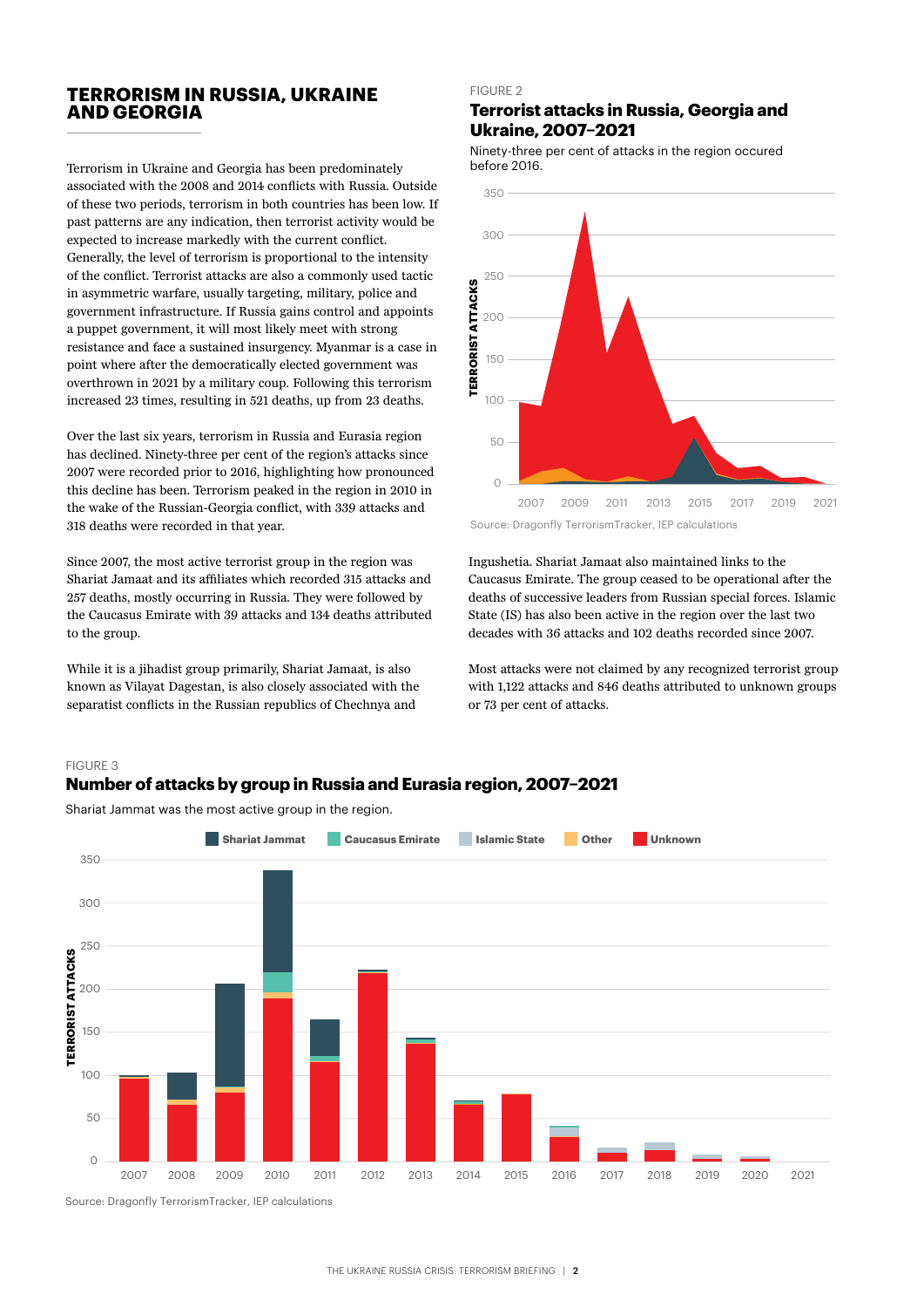## TERRORISM IN RUSSIA, UKRAINE AND GEORGIA

Terrorism in Ukraine and Georgia has been predominately associated with the 2008 and 2014 conflicts with Russia. Outside of these two periods, terrorism in both countries has been low. If past patterns are any indication, then terrorist activity would be expected to increase markedly with the current conflict. Generally, the level of terrorism is proportional to the intensity of the conflict. Terrorist attacks are also a commonly used tactic in asymmetric warfare, usually targeting, military, police and government infrastructure. If Russia gains control and appoints a puppet government, it will most likely meet with strong resistance and face a sustained insurgency. Myanmar is a case in point where after the democratically elected government was overthrown in 2021 by a military coup. Following this terrorism increased 23 times, resulting in 521 deaths, up from 23 deaths.

Over the last six years, terrorism in Russia and Eurasia region has declined. Ninety-three per cent of the region's attacks since 2007 were recorded prior to 2016, highlighting how pronounced this decline has been. Terrorism in the region peaked in 2010 in the wake of the Russian-Georgia conflict, with 339 attacks and 318 deaths were recorded in that year.

Since 2007, the most active terrorist group in the region was Shariat Jamaat and its affiliates which recorded 315 attacks and 257 deaths, mostly occurring in Russia. They were followed by the Caucasus Emirate with 39 attacks and 134 deaths attributed to the group.

While it is a jihadist group primarily, Shariat Jamaat, is also known as Vilayat Dagestan, is also closely associated with the separatist conflicts in the Russian republics of Chechnya and Ingushetia. Shariat Jamaat also maintained links to the Caucasus Emirate. The group ceased to be operational after the deaths of successive leaders from Russian special forces. Islamic State (IS) has also been active in the region over the last two decades with 36 attacks and 102 deaths recorded since 2007.

Most attacks were not claimed by any recognized terrorist group with 1,122 attacks and 846 deaths attributed to unknown groups or 73 per cent of attacks.

FIGURE 2

**Terrorist attacks in Russia, Georgia and Ukraine, 2007–2021**

Ninety-three per cent of attacks in the region occured before 2016.

Source: Dragonfly TerrorismTracker, IEP calculations

FIGURE 3

**Number of attacks by group in Russia and Eurasia region, 2007–2021**

Shariat Jammat was the most active group in the region.

Source: Dragonfly TerrorismTracker, IEP calculations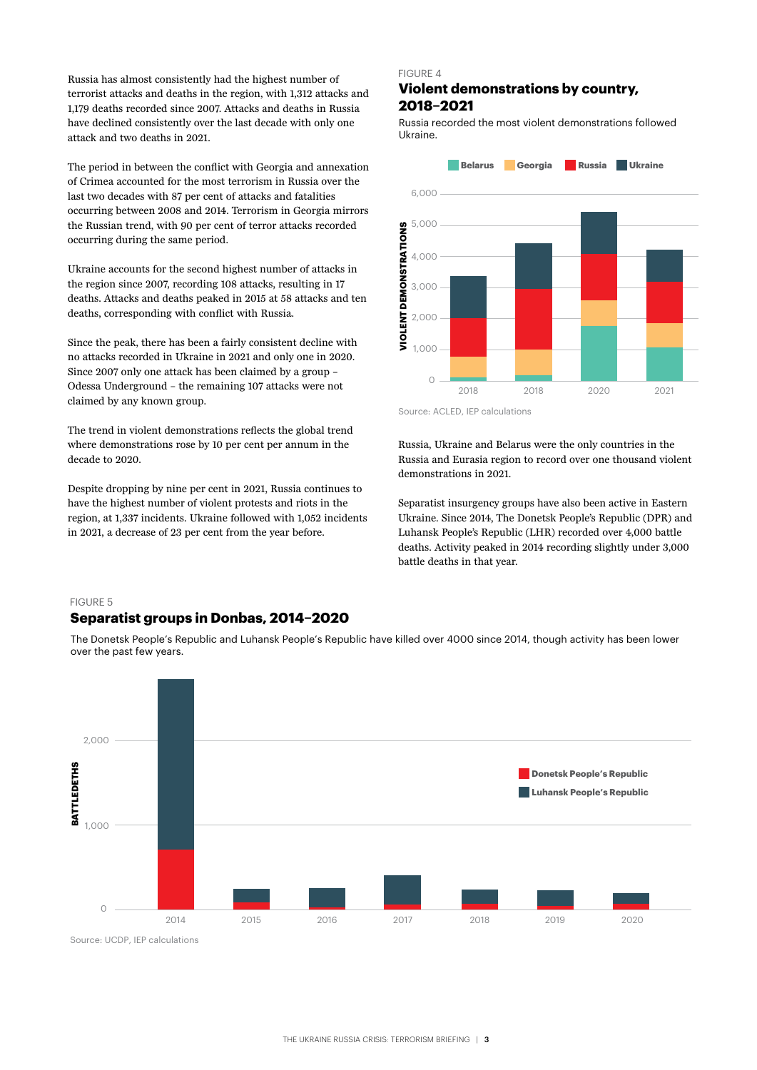Russia has almost consistently had the highest number of terrorist attacks and deaths in the region, with 1,312 attacks and 1,179 deaths recorded since 2007. Attacks and deaths in Russia have declined consistently over the last decade with only one attack and two deaths in 2021.

The period in between the conflict with Georgia and annexation of Crimea accounted for the most terrorism in Russia over the last two decades with 87 per cent of attacks and fatalities occurring between 2008 and 2014. Terrorism in Georgia mirrors the Russian trend, with 90 per cent of terror attacks recorded occurring during the same period.

Ukraine accounts for the second highest number of attacks in the region since 2007, recording 108 attacks, resulting in 17 deaths. Attacks and deaths peaked in 2015 at 58 attacks and ten deaths, corresponding with conflict with Russia.

Since the peak, there has been a fairly consistent decline with no attacks recorded in Ukraine in 2021 and only one in 2020. Since 2007 only one attack has been claimed by a group – Odessa Underground – the remaining 107 attacks were not claimed by any known group.

The trend in violent demonstrations reflects the global trend where demonstrations rose by 10 per cent per annum in the decade to 2020.

Despite dropping by nine per cent in 2021, Russia continues to have the highest number of violent protests and riots in the region, at 1,337 incidents. Ukraine followed with 1,052 incidents in 2021, a decrease of 23 per cent from the year before.

FIGURE 4

## Violent demonstrations by country, 2018–2021

Russia recorded the most violent demonstrations followed Ukraine.

Source: ACLED, IEP calculations

Russia, Ukraine and Belarus were the only countries in the Russia and Eurasia region to record over one thousand violent demonstrations in 2021.

Separatist insurgency groups have also been active in Eastern Ukraine. Since 2014, The Donetsk People's Republic (DPR) and Luhansk People's Republic (LHR) recorded over 4,000 battle deaths. Activity peaked in 2014 recording slightly under 3,000 battle deaths in that year.

FIGURE 5

## Separatist groups in Donbas, 2014–2020

The Donetsk People's Republic and Luhansk People's Republic have killed over 4000 since 2014, though activity has been lower over the past few years.

Source: UCDP, IEP calculations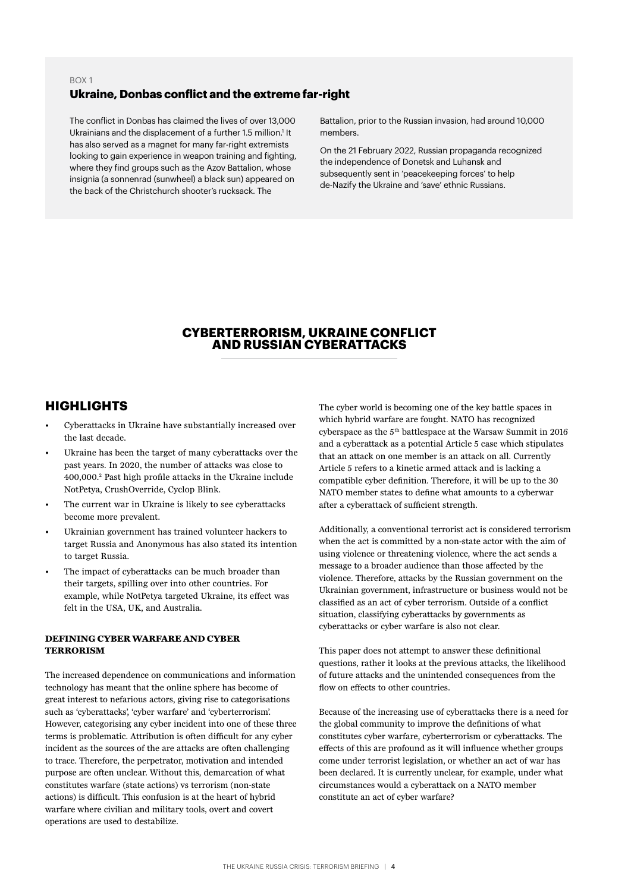BOX 1

### Ukraine, Donbas conflict and the extreme far-right

The conflict in Donbas has claimed the lives of over 13,000 Ukrainians and the displacement of a further 1.5 million.[1] It has also served as a magnet for many far-right extremists looking to gain experience in weapon training and fighting, where they find groups such as the Azov Battalion, whose insignia (a sonnenrad (sunwheel) a black sun) appeared on the back of the Christchurch shooter's rucksack. The Battalion, prior to the Russian invasion, had around 10,000 members.

On the 21 February 2022, Russian propaganda recognized the independence of Donetsk and Luhansk and subsequently sent in 'peacekeeping forces' to help de-Nazify the Ukraine and 'save' ethnic Russians.

# CYBERTERRORISM, UKRAINE CONFLICT AND RUSSIAN CYBERATTACKS

## HIGHLIGHTS

- Cyberattacks in Ukraine have substantially increased over the last decade.
- Ukraine has been the target of many cyberattacks over the past years. In 2020, the number of attacks was close to 400,000.[2] Past high profile attacks in the Ukraine include NotPetya, CrushOverride, Cyclop Blink.
- The current war in Ukraine is likely to see cyberattacks become more prevalent.
- Ukrainian government has trained volunteer hackers to target Russia and Anonymous has also stated its intention to target Russia.
- The impact of cyberattacks can be much broader than their targets, spilling over into other countries. For example, while NotPetya targeted Ukraine, its effect was felt in the USA, UK, and Australia.

### DEFINING CYBER WARFARE AND CYBER TERRORISM

The increased dependence on communications and information technology has meant that the online sphere has become of great interest to nefarious actors, giving rise to categorisations such as 'cyberattacks', 'cyber warfare' and 'cyberterrorism'. However, categorising any cyber incident into one of these three terms is problematic. Attribution is often difficult for any cyber incident as the sources of the are attacks are often challenging to trace. Therefore, the perpetrator, motivation and intended purpose are often unclear. Without this, demarcation of what constitutes warfare (state actions) vs terrorism (non-state actions) is difficult. This confusion is at the heart of hybrid warfare where civilian and military tools, overt and covert operations are used to destabilize.

The cyber world is becoming one of the key battle spaces in which hybrid warfare are fought. NATO has recognized cyberspace as the 5th battlespace at the Warsaw Summit in 2016 and a cyberattack as a potential Article 5 case which stipulates that an attack on one member is an attack on all. Currently Article 5 refers to a kinetic armed attack and is lacking a compatible cyber definition. Therefore, it will be up to the 30 NATO member states to define what amounts to a cyberwar after a cyberattack of sufficient strength.

Additionally, a conventional terrorist act is considered terrorism when the act is committed by a non-state actor with the aim of using violence or threatening violence, where the act sends a message to a broader audience than those affected by the violence. Therefore, attacks by the Russian government on the Ukrainian government, infrastructure or business would not be classified as an act of cyber terrorism. Outside of a conflict situation, classifying cyberattacks by governments as cyberattacks or cyber warfare is also not clear.

This paper does not attempt to answer these definitional questions, rather it looks at the previous attacks, the likelihood of future attacks and the unintended consequences from the flow on effects to other countries.

Because of the increasing use of cyberattacks there is a need for the global community to improve the definitions of what constitutes cyber warfare, cyberterrorism or cyberattacks. The effects of this are profound as it will influence whether groups come under terrorist legislation, or whether an act of war has been declared. It is currently unclear, for example, under what circumstances would a cyberattack on a NATO member constitute an act of cyber warfare?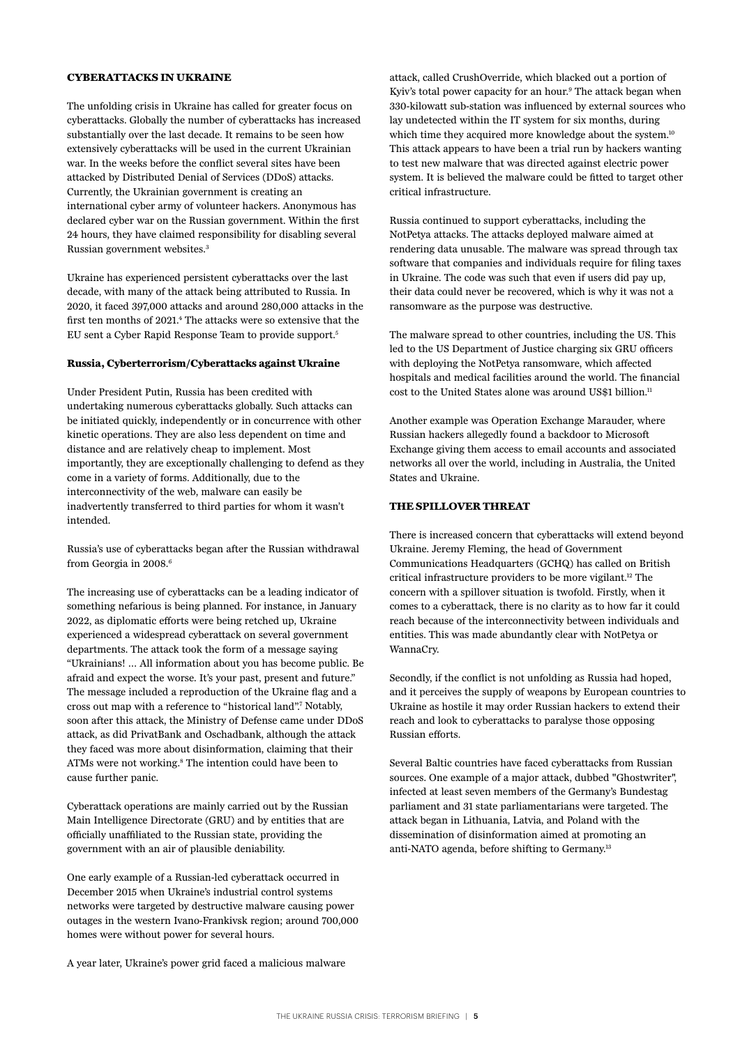## CYBERATTACKS IN UKRAINE

The unfolding crisis in Ukraine has called for greater focus on cyberattacks. Globally the number of cyberattacks has increased substantially over the last decade. It remains to be seen how extensively cyberattacks will be used in the current Ukrainian war. In the weeks before the conflict several sites have been attacked by Distributed Denial of Services (DDoS) attacks. Currently, the Ukrainian government is creating an international cyber army of volunteer hackers. Anonymous has declared cyber war on the Russian government. Within the first 24 hours, they have claimed responsibility for disabling several Russian government websites.[3]

Ukraine has experienced persistent cyberattacks over the last decade, with many of the attack being attributed to Russia. In 2020, it faced 397,000 attacks and around 280,000 attacks in the first ten months of 2021.[4] The attacks were so extensive that the EU sent a Cyber Rapid Response Team to provide support.[5]

### Russia, Cyberterrorism/Cyberattacks against Ukraine

Under President Putin, Russia has been credited with undertaking numerous cyberattacks globally. Such attacks can be initiated quickly, independently or in concurrence with other kinetic operations. They are also less dependent on time and distance and are relatively cheap to implement. Most importantly, they are exceptionally challenging to defend as they come in a variety of forms. Additionally, due to the interconnectivity of the web, malware can easily be inadvertently transferred to third parties for whom it wasn't intended.

Russia's use of cyberattacks began after the Russian withdrawal from Georgia in 2008.[6]

The increasing use of cyberattacks can be a leading indicator of something nefarious is being planned. For instance, in January 2022, as diplomatic efforts were being retched up, Ukraine experienced a widespread cyberattack on several government departments. The attack took the form of a message saying "Ukrainians! … All information about you has become public. Be afraid and expect the worse. It's your past, present and future." The message included a reproduction of the Ukraine flag and a cross out map with a reference to "historical land".[7] Notably, soon after this attack, the Ministry of Defense came under DDoS attack, as did PrivatBank and Oschadbank, although the attack they faced was more about disinformation, claiming that their ATMs were not working.[8] The intention could have been to cause further panic.

Cyberattack operations are mainly carried out by the Russian Main Intelligence Directorate (GRU) and by entities that are officially unaffiliated to the Russian state, providing the government with an air of plausible deniability.

One early example of a Russian-led cyberattack occurred in December 2015 when Ukraine's industrial control systems networks were targeted by destructive malware causing power outages in the western Ivano-Frankivsk region; around 700,000 homes were without power for several hours.

A year later, Ukraine's power grid faced a malicious malware attack, called CrushOverride, which blacked out a portion of Kyiv's total power capacity for an hour.[9] The attack began when 330-kilowatt sub-station was influenced by external sources who lay undetected within the IT system for six months, during which time they acquired more knowledge about the system.[10] This attack appears to have been a trial run by hackers wanting to test new malware that was directed against electric power system. It is believed the malware could be fitted to target other critical infrastructure.

Russia continued to support cyberattacks, including the NotPetya attacks. The attacks deployed malware aimed at rendering data unusable. The malware was spread through tax software that companies and individuals require for filing taxes in Ukraine. The code was such that even if users did pay up, their data could never be recovered, which is why it was not a ransomware as the purpose was destructive.

The malware spread to other countries, including the US. This led to the US Department of Justice charging six GRU officers with deploying the NotPetya ransomware, which affected hospitals and medical facilities around the world. The financial cost to the United States alone was around US$1 billion.[11]

Another example was Operation Exchange Marauder, where Russian hackers allegedly found a backdoor to Microsoft Exchange giving them access to email accounts and associated networks all over the world, including in Australia, the United States and Ukraine.

## THE SPILLOVER THREAT

There is increased concern that cyberattacks will extend beyond Ukraine. Jeremy Fleming, the head of Government Communications Headquarters (GCHQ) has called on British critical infrastructure providers to be more vigilant.[12] The concern with a spillover situation is twofold. Firstly, when it comes to a cyberattack, there is no clarity as to how far it could reach because of the interconnectivity between individuals and entities. This was made abundantly clear with NotPetya or WannaCry.

Secondly, if the conflict is not unfolding as Russia had hoped, and it perceives the supply of weapons by European countries to Ukraine as hostile it may order Russian hackers to extend their reach and look to cyberattacks to paralyse those opposing Russian efforts.

Several Baltic countries have faced cyberattacks from Russian sources. One example of a major attack, dubbed "Ghostwriter", infected at least seven members of the Germany's Bundestag parliament and 31 state parliamentarians were targeted. The attack began in Lithuania, Latvia, and Poland with the dissemination of disinformation aimed at promoting an anti-NATO agenda, before shifting to Germany.[13]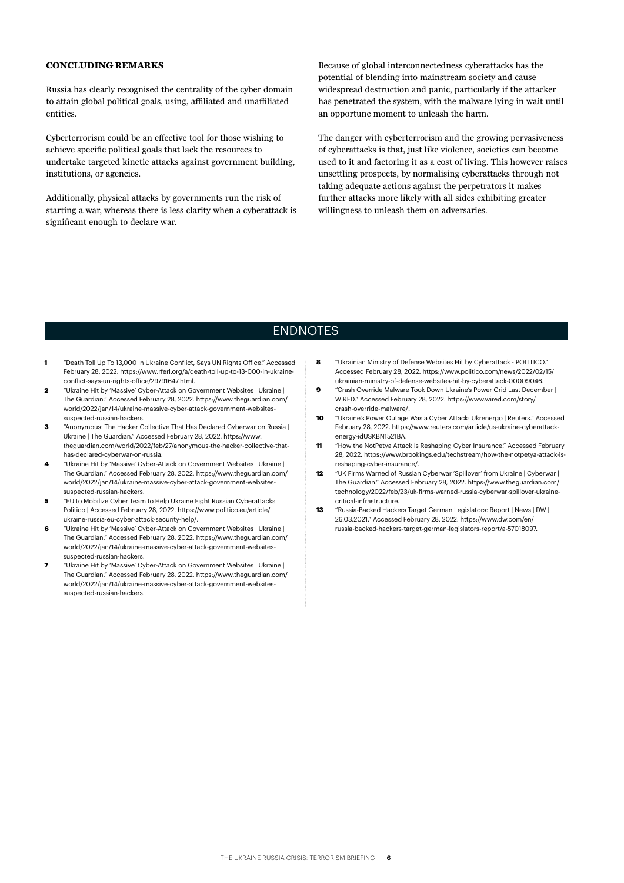### CONCLUDING REMARKS

Russia has clearly recognised the centrality of the cyber domain to attain global political goals, using, affiliated and unaffiliated entities.

Cyberterrorism could be an effective tool for those wishing to achieve specific political goals that lack the resources to undertake targeted kinetic attacks against government building, institutions, or agencies.

Additionally, physical attacks by governments run the risk of starting a war, whereas there is less clarity when a cyberattack is significant enough to declare war.

Because of global interconnectedness cyberattacks has the potential of blending into mainstream society and cause widespread destruction and panic, particularly if the attacker has penetrated the system, with the malware lying in wait until an opportune moment to unleash the harm.

The danger with cyberterrorism and the growing pervasiveness of cyberattacks is that, just like violence, societies can become used to it and factoring it as a cost of living. This however raises unsettling prospects, by normalising cyberattacks through not taking adequate actions against the perpetrators it makes further attacks more likely with all sides exhibiting greater willingness to unleash them on adversaries.

## ENDNOTES

1. "Death Toll Up To 13,000 In Ukraine Conflict, Says UN Rights Office." Accessed February 28, 2022. https://www.rferl.org/a/death-toll-up-to-13-000-in-ukraine-conflict-says-un-rights-office/29791647.html.
2. "Ukraine Hit by 'Massive' Cyber-Attack on Government Websites | Ukraine | The Guardian." Accessed February 28, 2022. https://www.theguardian.com/world/2022/jan/14/ukraine-massive-cyber-attack-government-websites-suspected-russian-hackers.
3. "Anonymous: The Hacker Collective That Has Declared Cyberwar on Russia | Ukraine | The Guardian." Accessed February 28, 2022. https://www.theguardian.com/world/2022/feb/27/anonymous-the-hacker-collective-that-has-declared-cyberwar-on-russia.
4. "Ukraine Hit by 'Massive' Cyber-Attack on Government Websites | Ukraine | The Guardian." Accessed February 28, 2022. https://www.theguardian.com/world/2022/jan/14/ukraine-massive-cyber-attack-government-websites-suspected-russian-hackers.
5. "EU to Mobilize Cyber Team to Help Ukraine Fight Russian Cyberattacks | Politico | Accessed February 28, 2022. https://www.politico.eu/article/ukraine-russia-eu-cyber-attack-security-help/.
6. "Ukraine Hit by 'Massive' Cyber-Attack on Government Websites | Ukraine | The Guardian." Accessed February 28, 2022. https://www.theguardian.com/world/2022/jan/14/ukraine-massive-cyber-attack-government-websites-suspected-russian-hackers.
7. "Ukraine Hit by 'Massive' Cyber-Attack on Government Websites | Ukraine | The Guardian." Accessed February 28, 2022. https://www.theguardian.com/world/2022/jan/14/ukraine-massive-cyber-attack-government-websites-suspected-russian-hackers.
8. "Ukrainian Ministry of Defense Websites Hit by Cyberattack - POLITICO." Accessed February 28, 2022. https://www.politico.com/news/2022/02/15/ukrainian-ministry-of-defense-websites-hit-by-cyberattack-00009046.
9. "Crash Override Malware Took Down Ukraine's Power Grid Last December | WIRED." Accessed February 28, 2022. https://www.wired.com/story/crash-override-malware/.
10. "Ukraine's Power Outage Was a Cyber Attack: Ukrenergo | Reuters." Accessed February 28, 2022. https://www.reuters.com/article/us-ukraine-cyberattack-energy-idUSKBN1521BA.
11. "How the NotPetya Attack Is Reshaping Cyber Insurance." Accessed February 28, 2022. https://www.brookings.edu/techstream/how-the-notpetya-attack-is-reshaping-cyber-insurance/.
12. "UK Firms Warned of Russian Cyberwar 'Spillover' from Ukraine | Cyberwar | The Guardian." Accessed February 28, 2022. https://www.theguardian.com/technology/2022/feb/23/uk-firms-warned-russia-cyberwar-spillover-ukraine-critical-infrastructure.
13. "Russia-Backed Hackers Target German Legislators: Report | News | DW | 26.03.2021." Accessed February 28, 2022. https://www.dw.com/en/russia-backed-hackers-target-german-legislators-report/a-57018097.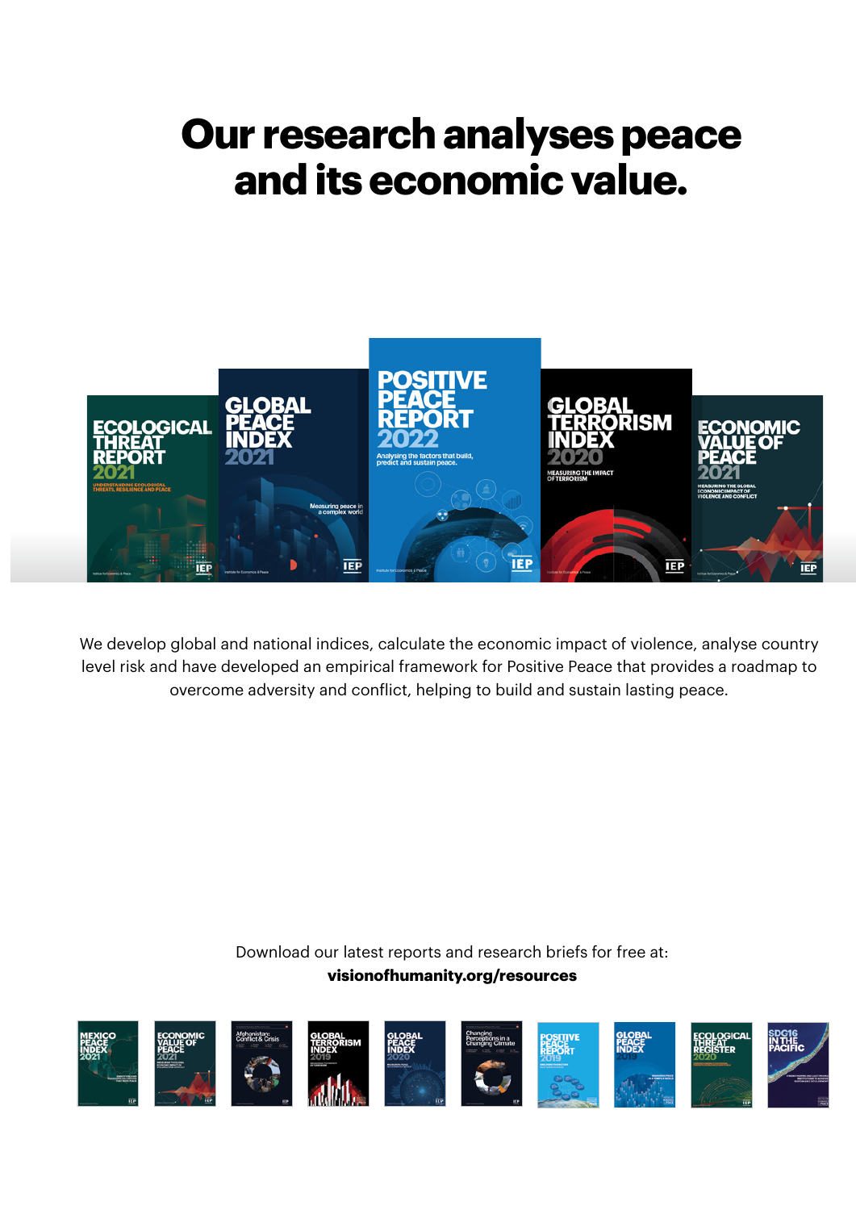# Our research analyses peace and its economic value.

We develop global and national indices, calculate the economic impact of violence, analyse country level risk and have developed an empirical framework for Positive Peace that provides a roadmap to overcome adversity and conflict, helping to build and sustain lasting peace.

Download our latest reports and research briefs for free at:
**visionofhumanity.org/resources**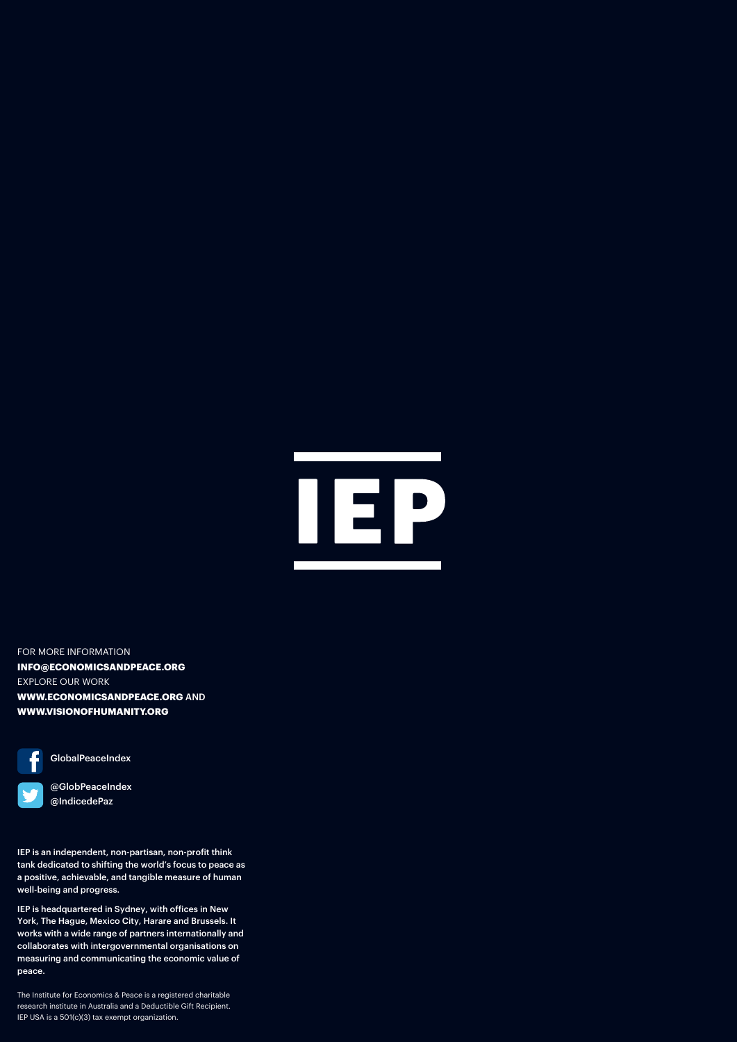IEP

FOR MORE INFORMATION
**INFO@ECONOMICSANDPEACE.ORG**
EXPLORE OUR WORK
**WWW.ECONOMICSANDPEACE.ORG** AND
**WWW.VISIONOFHUMANITY.ORG**

GlobalPeaceIndex

@GlobPeaceIndex
@IndicedePaz

IEP is an independent, non-partisan, non-profit think tank dedicated to shifting the world's focus to peace as a positive, achievable, and tangible measure of human well-being and progress.

IEP is headquartered in Sydney, with offices in New York, The Hague, Mexico City, Harare and Brussels. It works with a wide range of partners internationally and collaborates with intergovernmental organisations on measuring and communicating the economic value of peace.

The Institute for Economics & Peace is a registered charitable research institute in Australia and a Deductible Gift Recipient. IEP USA is a 501(c)(3) tax exempt organization.